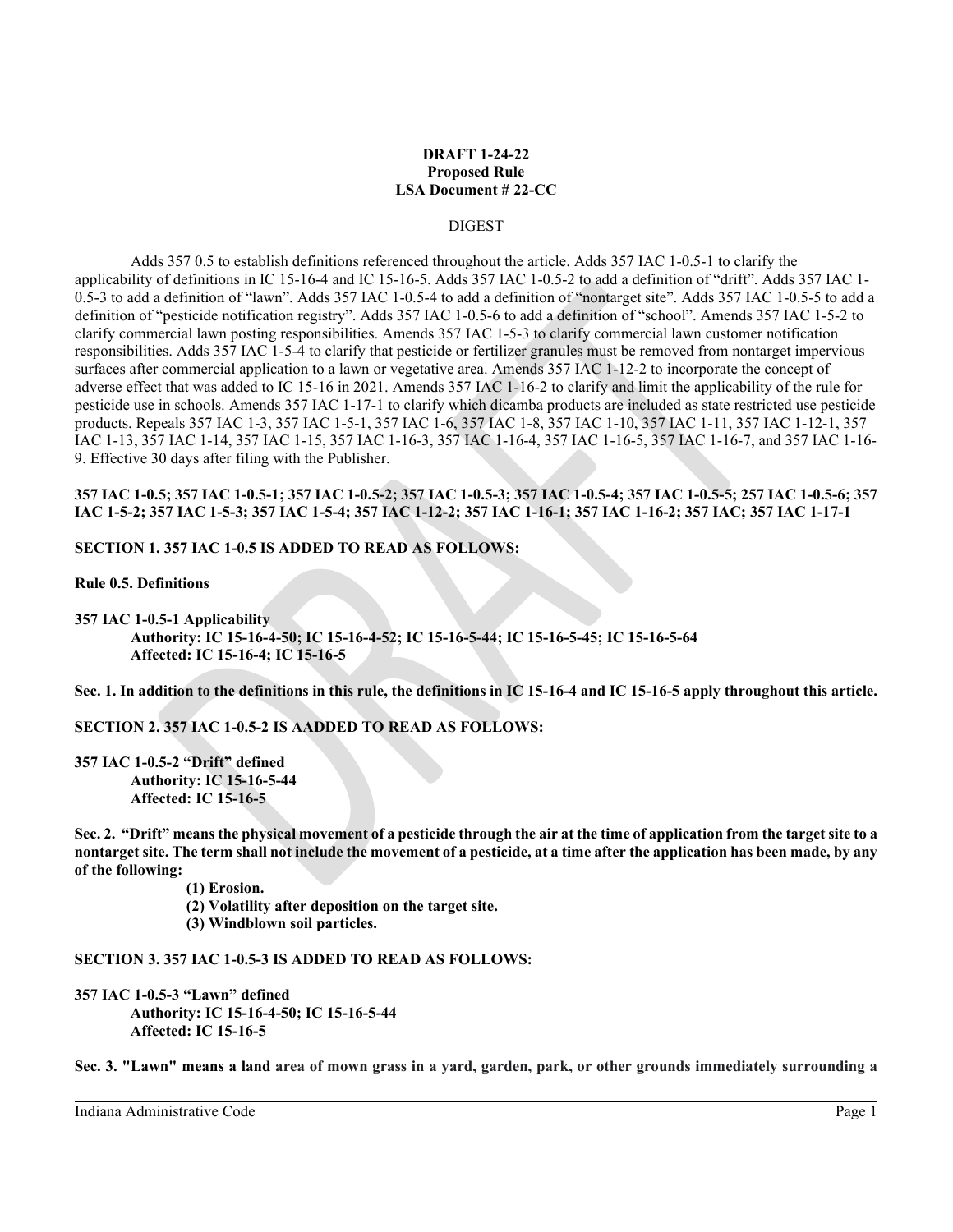**DRAFT 1-24-22**
**Proposed Rule**
**LSA Document # 22-CC**

DIGEST

Adds 357 0.5 to establish definitions referenced throughout the article. Adds 357 IAC 1-0.5-1 to clarify the applicability of definitions in IC 15-16-4 and IC 15-16-5. Adds 357 IAC 1-0.5-2 to add a definition of "drift". Adds 357 IAC 1-0.5-3 to add a definition of "lawn". Adds 357 IAC 1-0.5-4 to add a definition of "nontarget site". Adds 357 IAC 1-0.5-5 to add a definition of "pesticide notification registry". Adds 357 IAC 1-0.5-6 to add a definition of "school". Amends 357 IAC 1-5-2 to clarify commercial lawn posting responsibilities. Amends 357 IAC 1-5-3 to clarify commercial lawn customer notification responsibilities. Adds 357 IAC 1-5-4 to clarify that pesticide or fertilizer granules must be removed from nontarget impervious surfaces after commercial application to a lawn or vegetative area. Amends 357 IAC 1-12-2 to incorporate the concept of adverse effect that was added to IC 15-16 in 2021. Amends 357 IAC 1-16-2 to clarify and limit the applicability of the rule for pesticide use in schools. Amends 357 IAC 1-17-1 to clarify which dicamba products are included as state restricted use pesticide products. Repeals 357 IAC 1-3, 357 IAC 1-5-1, 357 IAC 1-6, 357 IAC 1-8, 357 IAC 1-10, 357 IAC 1-11, 357 IAC 1-12-1, 357 IAC 1-13, 357 IAC 1-14, 357 IAC 1-15, 357 IAC 1-16-3, 357 IAC 1-16-4, 357 IAC 1-16-5, 357 IAC 1-16-7, and 357 IAC 1-16-9. Effective 30 days after filing with the Publisher.

**357 IAC 1-0.5; 357 IAC 1-0.5-1; 357 IAC 1-0.5-2; 357 IAC 1-0.5-3; 357 IAC 1-0.5-4; 357 IAC 1-0.5-5; 257 IAC 1-0.5-6; 357 IAC 1-5-2; 357 IAC 1-5-3; 357 IAC 1-5-4; 357 IAC 1-12-2; 357 IAC 1-16-1; 357 IAC 1-16-2; 357 IAC; 357 IAC 1-17-1**

**SECTION 1. 357 IAC 1-0.5 IS ADDED TO READ AS FOLLOWS:**

**Rule 0.5. Definitions**

**357 IAC 1-0.5-1 Applicability**
**Authority: IC 15-16-4-50; IC 15-16-4-52; IC 15-16-5-44; IC 15-16-5-45; IC 15-16-5-64**
**Affected: IC 15-16-4; IC 15-16-5**

**Sec. 1. In addition to the definitions in this rule, the definitions in IC 15-16-4 and IC 15-16-5 apply throughout this article.**

**SECTION 2. 357 IAC 1-0.5-2 IS AADDED TO READ AS FOLLOWS:**

**357 IAC 1-0.5-2 "Drift" defined**
**Authority: IC 15-16-5-44**
**Affected: IC 15-16-5**

**Sec. 2. "Drift" means the physical movement of a pesticide through the air at the time of application from the target site to a nontarget site. The term shall not include the movement of a pesticide, at a time after the application has been made, by any of the following:**

**(1) Erosion.**
**(2) Volatility after deposition on the target site.**
**(3) Windblown soil particles.**

**SECTION 3. 357 IAC 1-0.5-3 IS ADDED TO READ AS FOLLOWS:**

**357 IAC 1-0.5-3 "Lawn" defined**
**Authority: IC 15-16-4-50; IC 15-16-5-44**
**Affected: IC 15-16-5**

**Sec. 3. "Lawn" means a land area of mown grass in a yard, garden, park, or other grounds immediately surrounding a**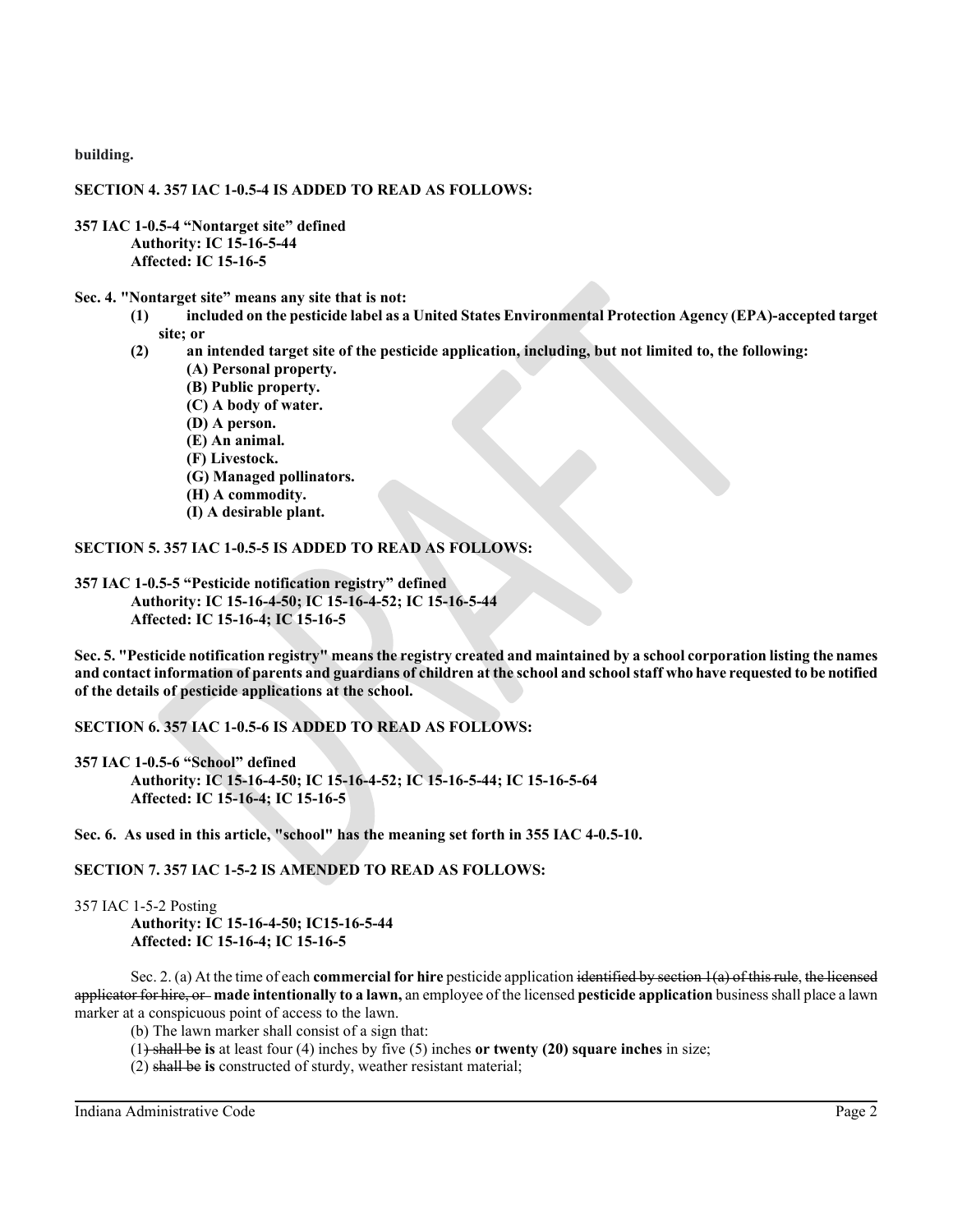**building.**

**SECTION 4. 357 IAC 1-0.5-4 IS ADDED TO READ AS FOLLOWS:**

**357 IAC 1-0.5-4 "Nontarget site" defined**
**Authority: IC 15-16-5-44**
**Affected: IC 15-16-5**

**Sec. 4. "Nontarget site" means any site that is not:**

**(1) included on the pesticide label as a United States Environmental Protection Agency (EPA)-accepted target site; or**

**(2) an intended target site of the pesticide application, including, but not limited to, the following:**

**(A) Personal property.**
**(B) Public property.**
**(C) A body of water.**
**(D) A person.**
**(E) An animal.**
**(F) Livestock.**
**(G) Managed pollinators.**
**(H) A commodity.**
**(I) A desirable plant.**

**SECTION 5. 357 IAC 1-0.5-5 IS ADDED TO READ AS FOLLOWS:**

**357 IAC 1-0.5-5 "Pesticide notification registry" defined**
**Authority: IC 15-16-4-50; IC 15-16-4-52; IC 15-16-5-44**
**Affected: IC 15-16-4; IC 15-16-5**

**Sec. 5. "Pesticide notification registry" means the registry created and maintained by a school corporation listing the names and contact information of parents and guardians of children at the school and school staff who have requested to be notified of the details of pesticide applications at the school.**

**SECTION 6. 357 IAC 1-0.5-6 IS ADDED TO READ AS FOLLOWS:**

**357 IAC 1-0.5-6 "School" defined**
**Authority: IC 15-16-4-50; IC 15-16-4-52; IC 15-16-5-44; IC 15-16-5-64**
**Affected: IC 15-16-4; IC 15-16-5**

**Sec. 6. As used in this article, "school" has the meaning set forth in 355 IAC 4-0.5-10.**

**SECTION 7. 357 IAC 1-5-2 IS AMENDED TO READ AS FOLLOWS:**

357 IAC 1-5-2 Posting
**Authority: IC 15-16-4-50; IC15-16-5-44**
**Affected: IC 15-16-4; IC 15-16-5**

Sec. 2. (a) At the time of each **commercial for hire** pesticide application ~~identified by section 1(a) of this rule~~, ~~the licensed applicator for hire, or~~ **made intentionally to a lawn,** an employee of the licensed **pesticide application** business shall place a lawn marker at a conspicuous point of access to the lawn.

(b) The lawn marker shall consist of a sign that:

(1~~) shall be~~ **is** at least four (4) inches by five (5) inches **or twenty (20) square inches** in size;

(2) ~~shall be~~ **is** constructed of sturdy, weather resistant material;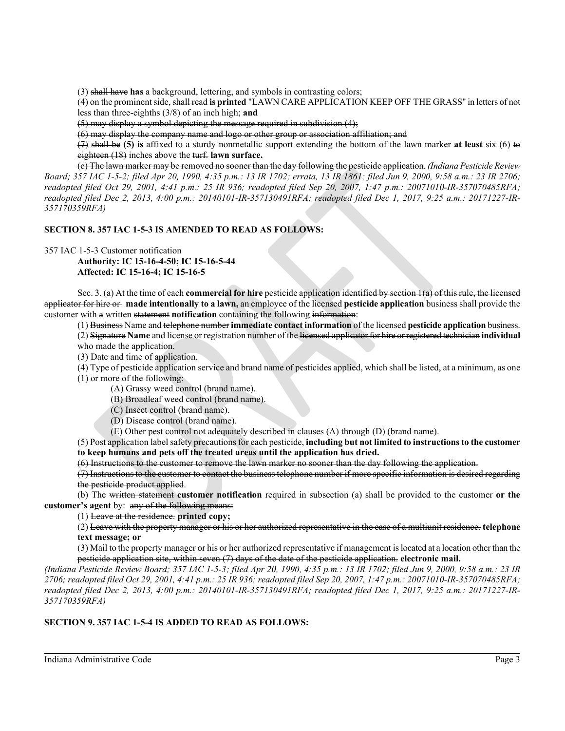(3) ~~shall have~~ **has** a background, lettering, and symbols in contrasting colors;

(4) on the prominent side, ~~shall read~~ **is printed** "LAWN CARE APPLICATION KEEP OFF THE GRASS" in letters of not less than three-eighths (3/8) of an inch high; **and**

~~(5) may display a symbol depicting the message required in subdivision (4);~~

~~(6) may display the company name and logo or other group or association affiliation; and~~

~~(7) shall be~~ **(5) is** affixed to a sturdy nonmetallic support extending the bottom of the lawn marker **at least** six (6) ~~to eighteen (18)~~ inches above the ~~turf.~~ **lawn surface.**

~~(c) The lawn marker may be removed no sooner than the day following the pesticide application.~~ *(Indiana Pesticide Review Board; 357 IAC 1-5-2; filed Apr 20, 1990, 4:35 p.m.: 13 IR 1702; errata, 13 IR 1861; filed Jun 9, 2000, 9:58 a.m.: 23 IR 2706; readopted filed Oct 29, 2001, 4:41 p.m.: 25 IR 936; readopted filed Sep 20, 2007, 1:47 p.m.: 20071010-IR-357070485RFA; readopted filed Dec 2, 2013, 4:00 p.m.: 20140101-IR-357130491RFA; readopted filed Dec 1, 2017, 9:25 a.m.: 20171227-IR-357170359RFA)*

**SECTION 8. 357 IAC 1-5-3 IS AMENDED TO READ AS FOLLOWS:**

357 IAC 1-5-3 Customer notification

**Authority: IC 15-16-4-50; IC 15-16-5-44**
**Affected: IC 15-16-4; IC 15-16-5**

Sec. 3. (a) At the time of each **commercial for hire** pesticide application ~~identified by section 1(a) of this rule, the licensed applicator for hire or~~ **made intentionally to a lawn,** an employee of the licensed **pesticide application** business shall provide the customer with ~~a~~ written ~~statement~~ **notification** containing the following ~~information~~:

(1) ~~Business~~ Name and ~~telephone number~~ **immediate contact information** of the licensed **pesticide application** business.

(2) ~~Signature~~ **Name** and license or registration number of the ~~licensed applicator for hire or registered technician~~ **individual** who made the application.

(3) Date and time of application.

(4) Type of pesticide application service and brand name of pesticides applied, which shall be listed, at a minimum, as one (1) or more of the following:

(A) Grassy weed control (brand name).

(B) Broadleaf weed control (brand name).

(C) Insect control (brand name).

(D) Disease control (brand name).

(E) Other pest control not adequately described in clauses (A) through (D) (brand name).

(5) Post application label safety precautions for each pesticide, **including but not limited to instructions to the customer to keep humans and pets off the treated areas until the application has dried.**

~~(6) Instructions to the customer to remove the lawn marker no sooner than the day following the application.~~

~~(7) Instructions to the customer to contact the business telephone number if more specific information is desired regarding the pesticide product applied.~~

(b) The ~~written statement~~ **customer notification** required in subsection (a) shall be provided to the customer **or the customer's agent** by: ~~any of the following means:~~

(1) ~~Leave at the residence.~~ **printed copy;**

(2) ~~Leave with the property manager or his or her authorized representative in the case of a multiunit residence.~~ **telephone text message; or**

(3) ~~Mail to the property manager or his or her authorized representative if management is located at a location other than the pesticide application site, within seven (7) days of the date of the pesticide application.~~ **electronic mail.**

*(Indiana Pesticide Review Board; 357 IAC 1-5-3; filed Apr 20, 1990, 4:35 p.m.: 13 IR 1702; filed Jun 9, 2000, 9:58 a.m.: 23 IR 2706; readopted filed Oct 29, 2001, 4:41 p.m.: 25 IR 936; readopted filed Sep 20, 2007, 1:47 p.m.: 20071010-IR-357070485RFA; readopted filed Dec 2, 2013, 4:00 p.m.: 20140101-IR-357130491RFA; readopted filed Dec 1, 2017, 9:25 a.m.: 20171227-IR-357170359RFA)*

**SECTION 9. 357 IAC 1-5-4 IS ADDED TO READ AS FOLLOWS:**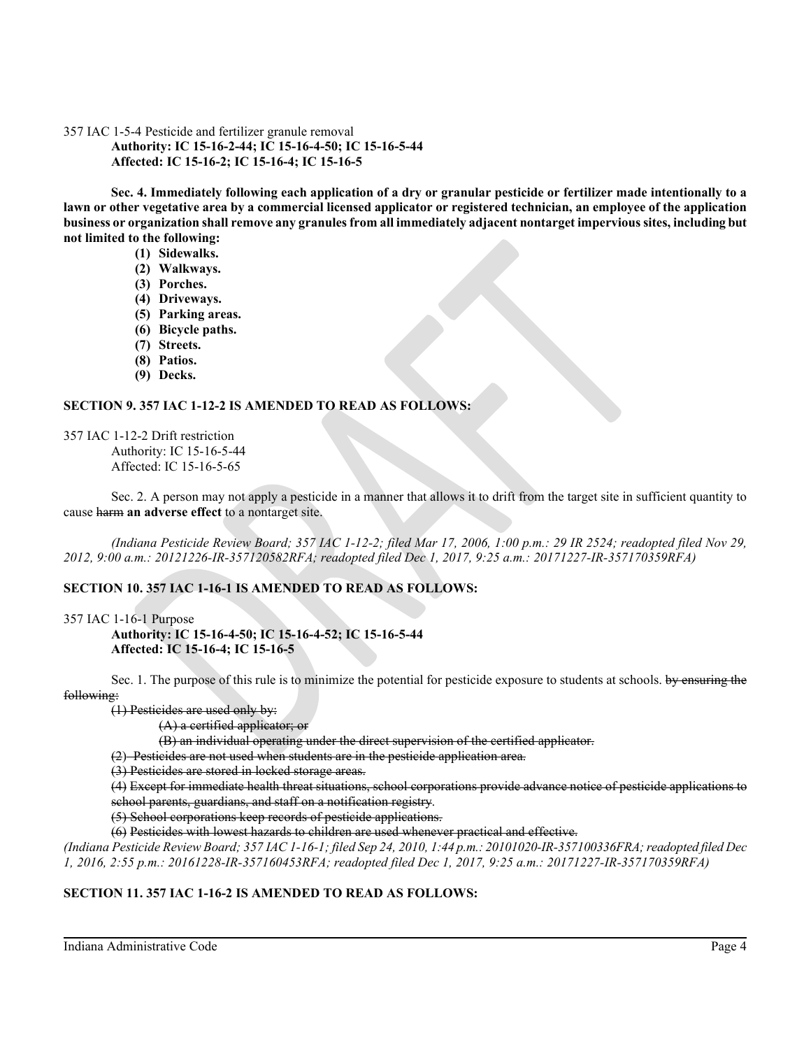357 IAC 1-5-4 Pesticide and fertilizer granule removal

**Authority: IC 15-16-2-44; IC 15-16-4-50; IC 15-16-5-44**
**Affected: IC 15-16-2; IC 15-16-4; IC 15-16-5**

**Sec. 4. Immediately following each application of a dry or granular pesticide or fertilizer made intentionally to a lawn or other vegetative area by a commercial licensed applicator or registered technician, an employee of the application business or organization shall remove any granules from all immediately adjacent nontarget impervious sites, including but not limited to the following:**

**(1) Sidewalks.**
**(2) Walkways.**
**(3) Porches.**
**(4) Driveways.**
**(5) Parking areas.**
**(6) Bicycle paths.**
**(7) Streets.**
**(8) Patios.**
**(9) Decks.**

**SECTION 9. 357 IAC 1-12-2 IS AMENDED TO READ AS FOLLOWS:**

357 IAC 1-12-2 Drift restriction

Authority: IC 15-16-5-44
Affected: IC 15-16-5-65

Sec. 2. A person may not apply a pesticide in a manner that allows it to drift from the target site in sufficient quantity to cause ~~harm~~ **an adverse effect** to a nontarget site.

*(Indiana Pesticide Review Board; 357 IAC 1-12-2; filed Mar 17, 2006, 1:00 p.m.: 29 IR 2524; readopted filed Nov 29, 2012, 9:00 a.m.: 20121226-IR-357120582RFA; readopted filed Dec 1, 2017, 9:25 a.m.: 20171227-IR-357170359RFA)*

**SECTION 10. 357 IAC 1-16-1 IS AMENDED TO READ AS FOLLOWS:**

357 IAC 1-16-1 Purpose

**Authority: IC 15-16-4-50; IC 15-16-4-52; IC 15-16-5-44**
**Affected: IC 15-16-4; IC 15-16-5**

Sec. 1. The purpose of this rule is to minimize the potential for pesticide exposure to students at schools. ~~by ensuring the following:~~

~~(1) Pesticides are used only by:~~

~~(A) a certified applicator; or~~

~~(B) an individual operating under the direct supervision of the certified applicator.~~

~~(2) Pesticides are not used when students are in the pesticide application area.~~

~~(3) Pesticides are stored in locked storage areas.~~

~~(4) Except for immediate health threat situations, school corporations provide advance notice of pesticide applications to school parents, guardians, and staff on a notification registry.~~

~~(5) School corporations keep records of pesticide applications.~~

~~(6) Pesticides with lowest hazards to children are used whenever practical and effective.~~

*(Indiana Pesticide Review Board; 357 IAC 1-16-1; filed Sep 24, 2010, 1:44 p.m.: 20101020-IR-357100336FRA; readopted filed Dec 1, 2016, 2:55 p.m.: 20161228-IR-357160453RFA; readopted filed Dec 1, 2017, 9:25 a.m.: 20171227-IR-357170359RFA)*

**SECTION 11. 357 IAC 1-16-2 IS AMENDED TO READ AS FOLLOWS:**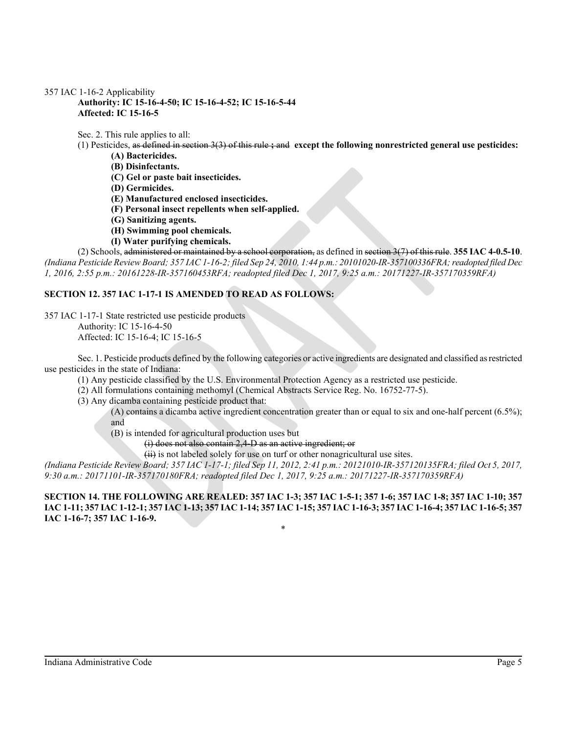357 IAC 1-16-2 Applicability

**Authority: IC 15-16-4-50; IC 15-16-4-52; IC 15-16-5-44**
**Affected: IC 15-16-5**

Sec. 2. This rule applies to all:

(1) Pesticides, ~~as defined in section 3(3) of this rule~~ **;** ~~and~~ **except the following nonrestricted general use pesticides:**

**(A) Bactericides.**
**(B) Disinfectants.**
**(C) Gel or paste bait insecticides.**
**(D) Germicides.**
**(E) Manufactured enclosed insecticides.**
**(F) Personal insect repellents when self-applied.**
**(G) Sanitizing agents.**
**(H) Swimming pool chemicals.**
**(I) Water purifying chemicals.**

(2) Schools, ~~administered or maintained by a school corporation,~~ as defined in ~~section 3(7) of this rule~~. **355 IAC 4-0.5-10**.

*(Indiana Pesticide Review Board; 357 IAC 1-16-2; filed Sep 24, 2010, 1:44 p.m.: 20101020-IR-357100336FRA; readopted filed Dec 1, 2016, 2:55 p.m.: 20161228-IR-357160453RFA; readopted filed Dec 1, 2017, 9:25 a.m.: 20171227-IR-357170359RFA)*

**SECTION 12. 357 IAC 1-17-1 IS AMENDED TO READ AS FOLLOWS:**

357 IAC 1-17-1 State restricted use pesticide products

Authority: IC 15-16-4-50
Affected: IC 15-16-4; IC 15-16-5

Sec. 1. Pesticide products defined by the following categories or active ingredients are designated and classified as restricted use pesticides in the state of Indiana:

(1) Any pesticide classified by the U.S. Environmental Protection Agency as a restricted use pesticide.

(2) All formulations containing methomyl (Chemical Abstracts Service Reg. No. 16752-77-5).

(3) Any dicamba containing pesticide product that:

(A) contains a dicamba active ingredient concentration greater than or equal to six and one-half percent (6.5%); and

(B) is intended for agricultural production uses but

~~(i) does not also contain 2,4-D as an active ingredient; or~~

~~(ii)~~ is not labeled solely for use on turf or other nonagricultural use sites.

*(Indiana Pesticide Review Board; 357 IAC 1-17-1; filed Sep 11, 2012, 2:41 p.m.: 20121010-IR-357120135FRA; filed Oct 5, 2017, 9:30 a.m.: 20171101-IR-357170180FRA; readopted filed Dec 1, 2017, 9:25 a.m.: 20171227-IR-357170359RFA)*

**SECTION 14. THE FOLLOWING ARE REALED: 357 IAC 1-3; 357 IAC 1-5-1; 357 1-6; 357 IAC 1-8; 357 IAC 1-10; 357 IAC 1-11; 357 IAC 1-12-1; 357 IAC 1-13; 357 IAC 1-14; 357 IAC 1-15; 357 IAC 1-16-3; 357 IAC 1-16-4; 357 IAC 1-16-5; 357 IAC 1-16-7; 357 IAC 1-16-9.**

*